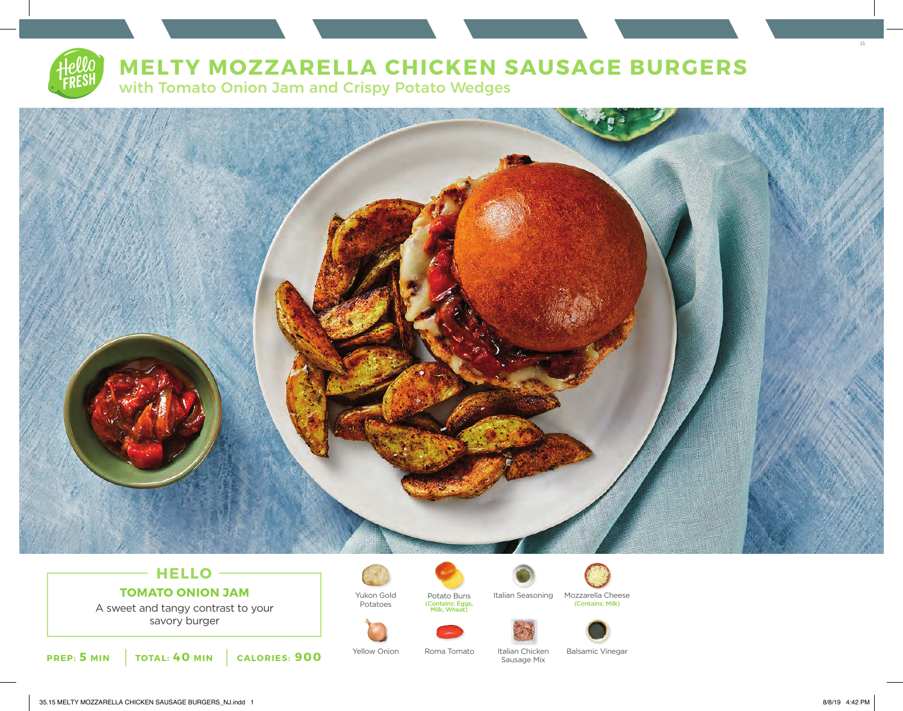# MELTY MOZZARELLA CHICKEN SAUSAGE BURGERS

## with Tomato Onion Jam and Crispy Potato Wedges

### HELLO

**TOMATO ONION JAM**

A sweet and tangy contrast to your savory burger

**PREP: 5 MIN** | **TOTAL: 40 MIN** | **CALORIES: 900**

- Yukon Gold Potatoes
- Potato Buns (Contains: Eggs, Milk, Wheat)
- Italian Seasoning
- Mozzarella Cheese (Contains: Milk)
- Yellow Onion
- Roma Tomato
- Italian Chicken Sausage Mix
- Balsamic Vinegar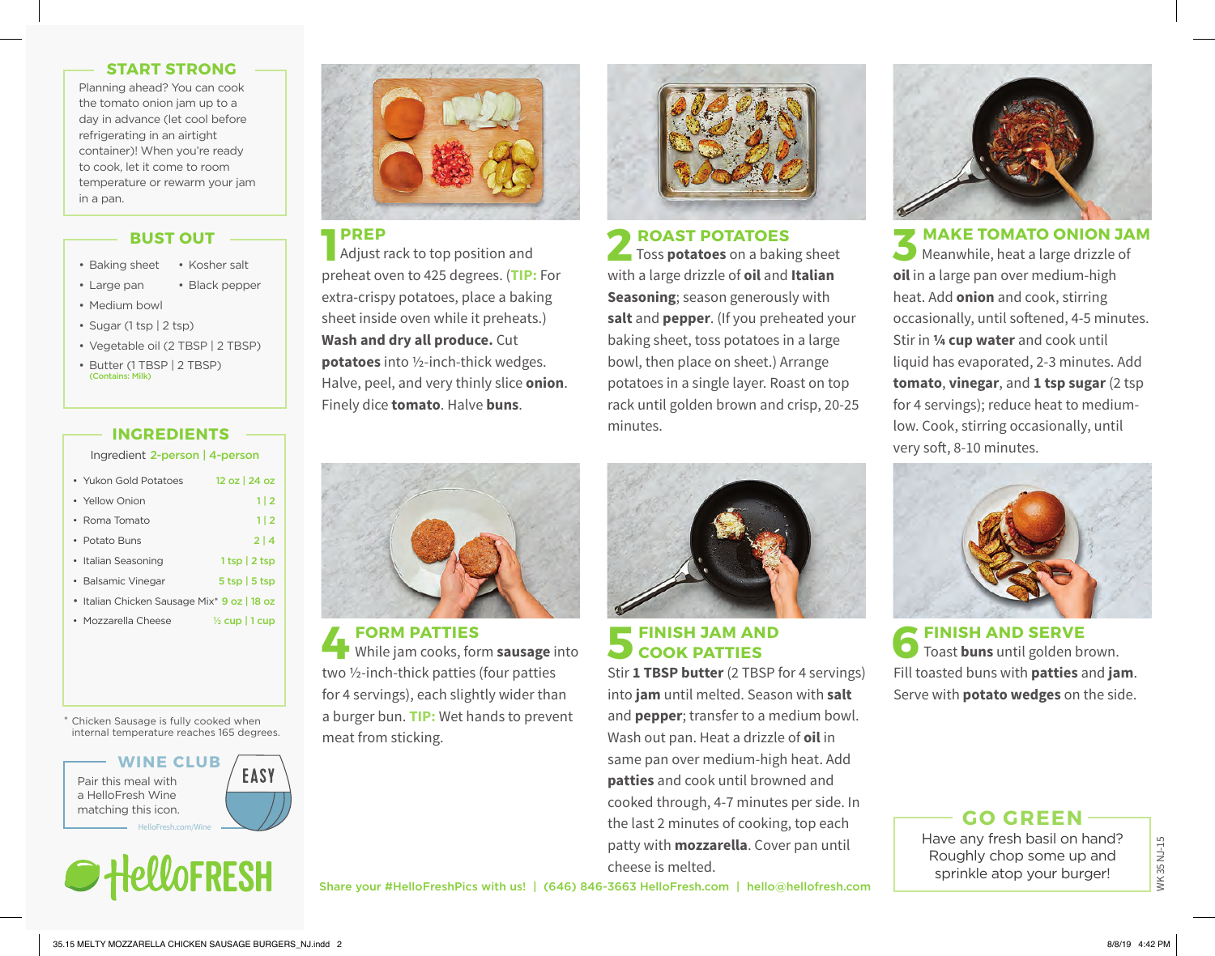## START STRONG

Planning ahead? You can cook the tomato onion jam up to a day in advance (let cool before refrigerating in an airtight container)! When you're ready to cook, let it come to room temperature or rewarm your jam in a pan.

## BUST OUT

- Baking sheet
- Kosher salt
- Large pan
- Black pepper
- Medium bowl
- Sugar (1 tsp | 2 tsp)
- Vegetable oil (2 TBSP | 2 TBSP)
- Butter (1 TBSP | 2 TBSP) (Contains: Milk)

## INGREDIENTS

| Ingredient | 2-person \| 4-person |
| --- | --- |
| Yukon Gold Potatoes | 12 oz \| 24 oz |
| Yellow Onion | 1 \| 2 |
| Roma Tomato | 1 \| 2 |
| Potato Buns | 2 \| 4 |
| Italian Seasoning | 1 tsp \| 2 tsp |
| Balsamic Vinegar | 5 tsp \| 5 tsp |
| Italian Chicken Sausage Mix* | 9 oz \| 18 oz |
| Mozzarella Cheese | ½ cup \| 1 cup |

\* Chicken Sausage is fully cooked when internal temperature reaches 165 degrees.

## WINE CLUB

Pair this meal with a HelloFresh Wine matching this icon.

EASY

HelloFresh.com/Wine

HelloFRESH

### 1 PREP

Adjust rack to top position and preheat oven to 425 degrees. (**TIP:** For extra-crispy potatoes, place a baking sheet inside oven while it preheats.) **Wash and dry all produce.** Cut **potatoes** into ½-inch-thick wedges. Halve, peel, and very thinly slice **onion**. Finely dice **tomato**. Halve **buns**.

### 2 ROAST POTATOES

Toss **potatoes** on a baking sheet with a large drizzle of **oil** and **Italian Seasoning**; season generously with **salt** and **pepper**. (If you preheated your baking sheet, toss potatoes in a large bowl, then place on sheet.) Arrange potatoes in a single layer. Roast on top rack until golden brown and crisp, 20-25 minutes.

### 3 MAKE TOMATO ONION JAM

Meanwhile, heat a large drizzle of **oil** in a large pan over medium-high heat. Add **onion** and cook, stirring occasionally, until softened, 4-5 minutes. Stir in **¼ cup water** and cook until liquid has evaporated, 2-3 minutes. Add **tomato**, **vinegar**, and **1 tsp sugar** (2 tsp for 4 servings); reduce heat to medium-low. Cook, stirring occasionally, until very soft, 8-10 minutes.

### 4 FORM PATTIES

While jam cooks, form **sausage** into two ½-inch-thick patties (four patties for 4 servings), each slightly wider than a burger bun. **TIP:** Wet hands to prevent meat from sticking.

### 5 FINISH JAM AND COOK PATTIES

Stir **1 TBSP butter** (2 TBSP for 4 servings) into **jam** until melted. Season with **salt** and **pepper**; transfer to a medium bowl. Wash out pan. Heat a drizzle of **oil** in same pan over medium-high heat. Add **patties** and cook until browned and cooked through, 4-7 minutes per side. In the last 2 minutes of cooking, top each patty with **mozzarella**. Cover pan until cheese is melted.

### 6 FINISH AND SERVE

Toast **buns** until golden brown. Fill toasted buns with **patties** and **jam**. Serve with **potato wedges** on the side.

## GO GREEN

Have any fresh basil on hand? Roughly chop some up and sprinkle atop your burger!

Share your #HelloFreshPics with us! | (646) 846-3663 HelloFresh.com | hello@hellofresh.com

WK 35 NJ-15